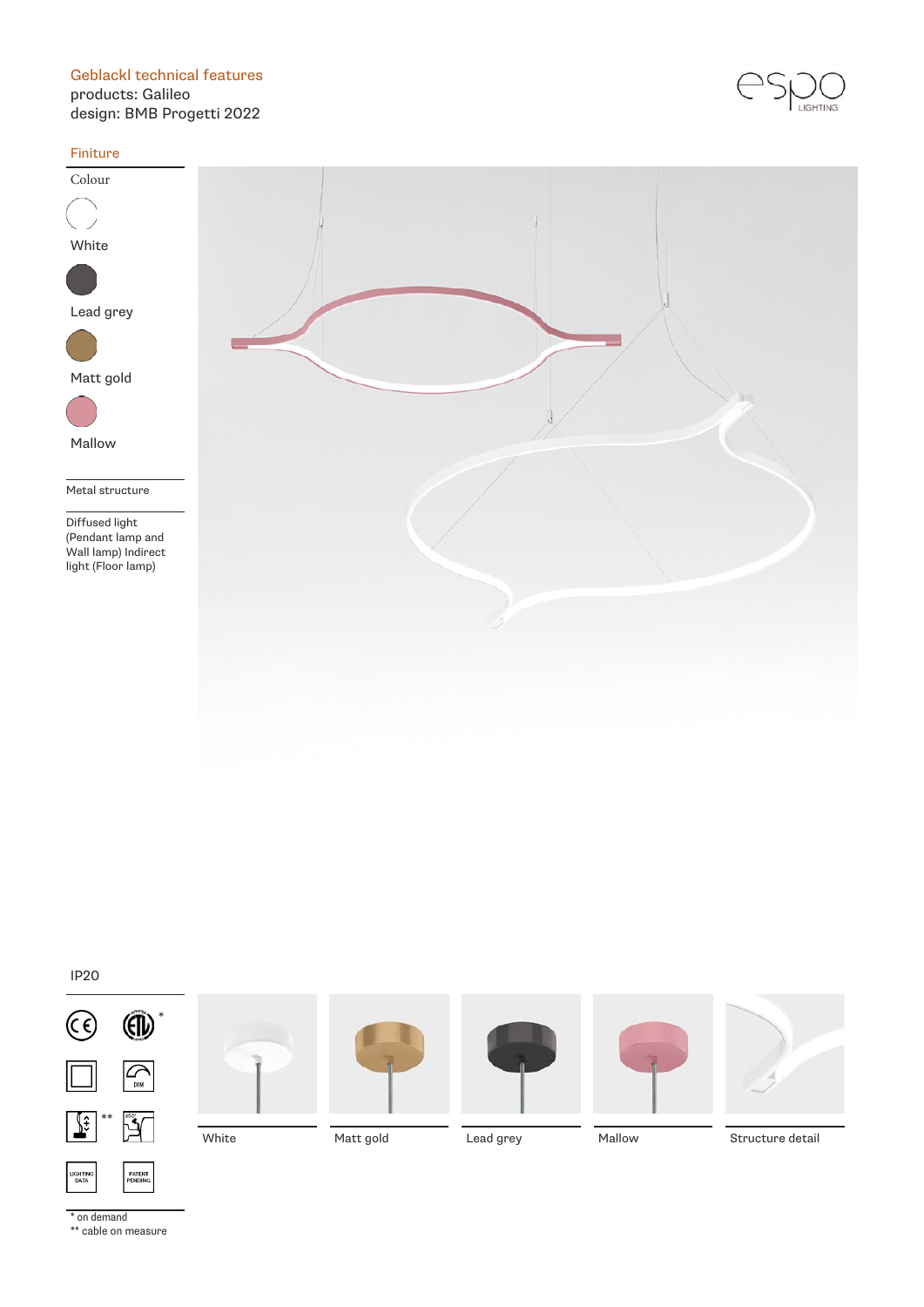Geblackl technical features
products: Galileo
design: BMB Progetti 2022

## Finiture

Colour

White

Lead grey

Matt gold

Mallow

Metal structure

Diffused light (Pendant lamp and Wall lamp) Indirect light (Floor lamp)

IP20

*

DIM

**

LIGHTING DATA

PATENT PENDING

\* on demand
** cable on measure

White

Matt gold

Lead grey

Mallow

Structure detail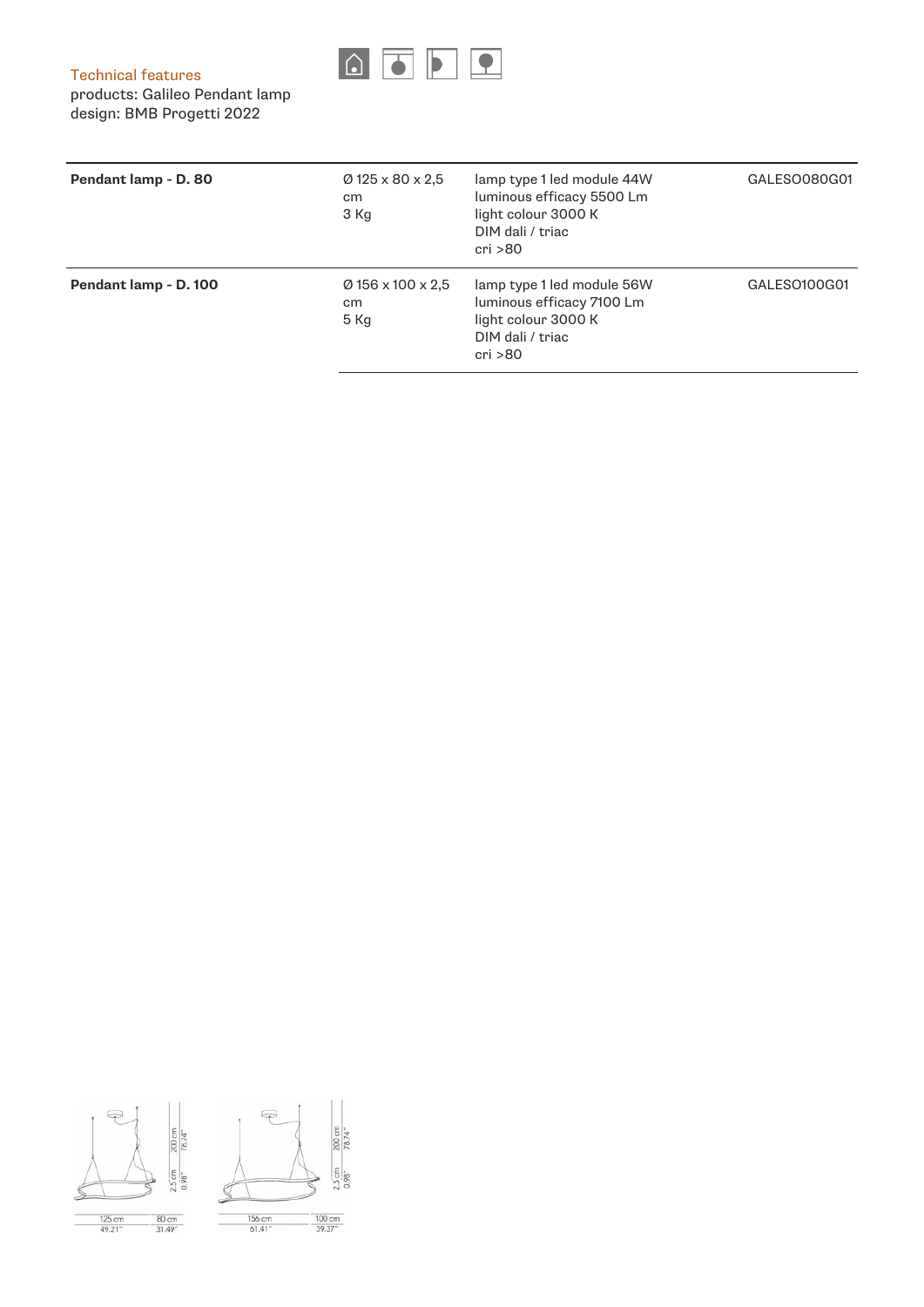Technical features

products: Galileo Pendant lamp
design: BMB Progetti 2022

| | | | |
|---|---|---|---|
| **Pendant lamp - D. 80** | Ø 125 x 80 x 2,5 cm<br>3 Kg | lamp type 1 led module 44W<br>luminous efficacy 5500 Lm<br>light colour 3000 K<br>DIM dali / triac<br>cri >80 | GALESO080G01 |
| **Pendant lamp - D. 100** | Ø 156 x 100 x 2,5 cm<br>5 Kg | lamp type 1 led module 56W<br>luminous efficacy 7100 Lm<br>light colour 3000 K<br>DIM dali / triac<br>cri >80 | GALESO100G01 |

200 cm
78.74"
2.5 cm
0.98"
125 cm
49.21"
80 cm
31.49"

200 cm
78.74"
2.5 cm
0.98"
156 cm
61.41"
100 cm
39.37"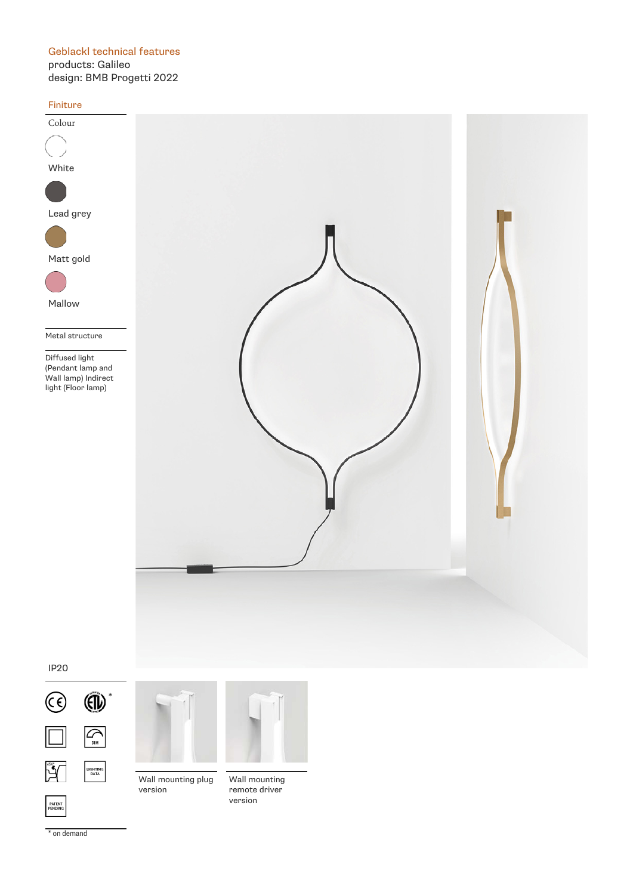Geblackl technical features
products: Galileo
design: BMB Progetti 2022

## Finiture

Colour

White

Lead grey

Matt gold

Mallow

Metal structure

Diffused light (Pendant lamp and Wall lamp) Indirect light (Floor lamp)

IP20

*

DIM

LIGHTING DATA

PATENT PENDING

* on demand

Wall mounting plug version

Wall mounting remote driver version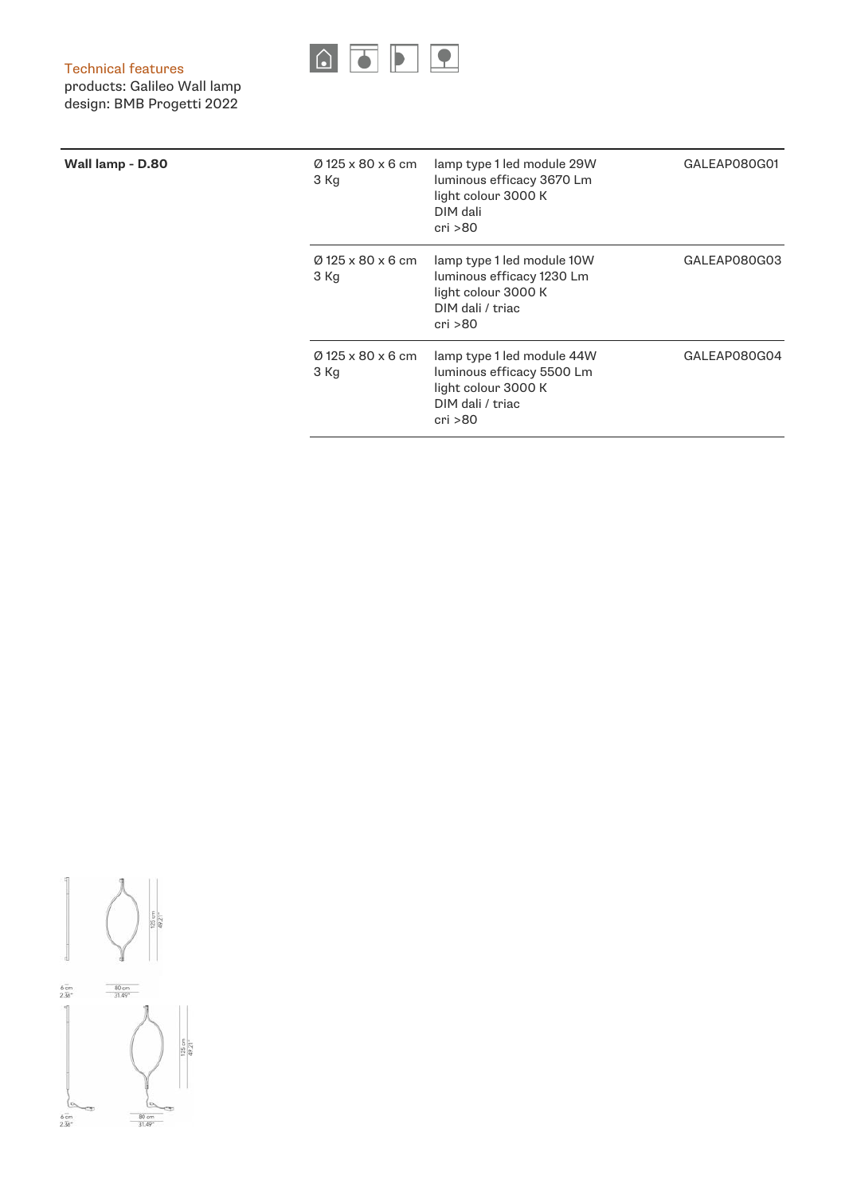Technical features

products: Galileo Wall lamp

design: BMB Progetti 2022

| | | | |
|---|---|---|---|
| **Wall lamp - D.80** | Ø 125 x 80 x 6 cm<br>3 Kg | lamp type 1 led module 29W<br>luminous efficacy 3670 Lm<br>light colour 3000 K<br>DIM dali<br>cri >80 | GALEAP080G01 |
| | Ø 125 x 80 x 6 cm<br>3 Kg | lamp type 1 led module 10W<br>luminous efficacy 1230 Lm<br>light colour 3000 K<br>DIM dali / triac<br>cri >80 | GALEAP080G03 |
| | Ø 125 x 80 x 6 cm<br>3 Kg | lamp type 1 led module 44W<br>luminous efficacy 5500 Lm<br>light colour 3000 K<br>DIM dali / triac<br>cri >80 | GALEAP080G04 |

6 cm
2.36"

80 cm
31.49"

125 cm
49.21"

6 cm
2.36"

80 cm
31.49"

125 cm
49.21"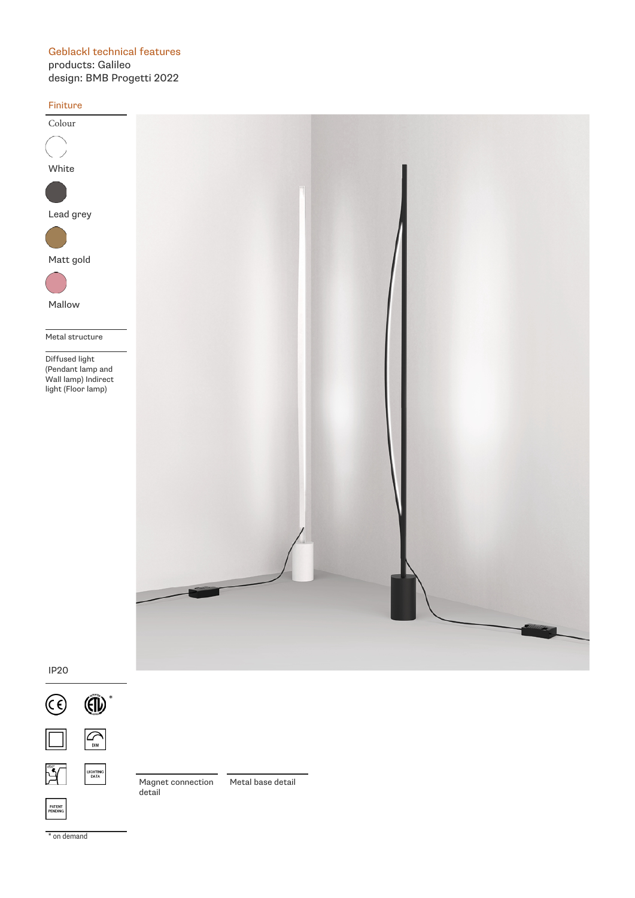Geblackl technical features

products: Galileo

design: BMB Progetti 2022

## Finiture

Colour

White

Lead grey

Matt gold

Mallow

Metal structure

Diffused light (Pendant lamp and Wall lamp) Indirect light (Floor lamp)

IP20

*

* on demand

Magnet connection detail

Metal base detail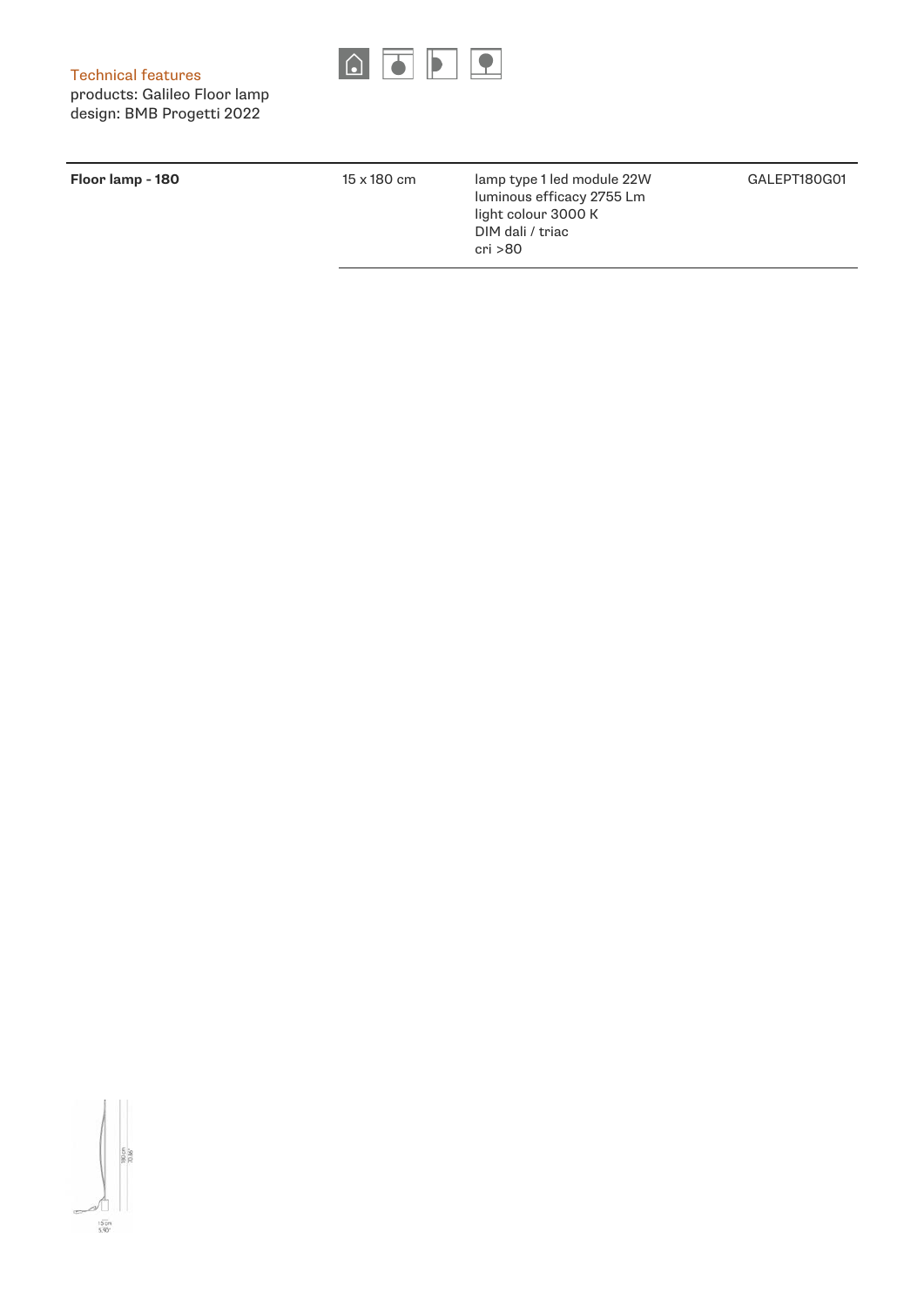Technical features
products: Galileo Floor lamp
design: BMB Progetti 2022

| | | | |
|---|---|---|---|
| **Floor lamp - 180** | 15 x 180 cm | lamp type 1 led module 22W<br>luminous efficacy 2755 Lm<br>light colour 3000 K<br>DIM dali / triac<br>cri >80 | GALEPT180G01 |

180 cm
70,86"

15 cm
5,90"